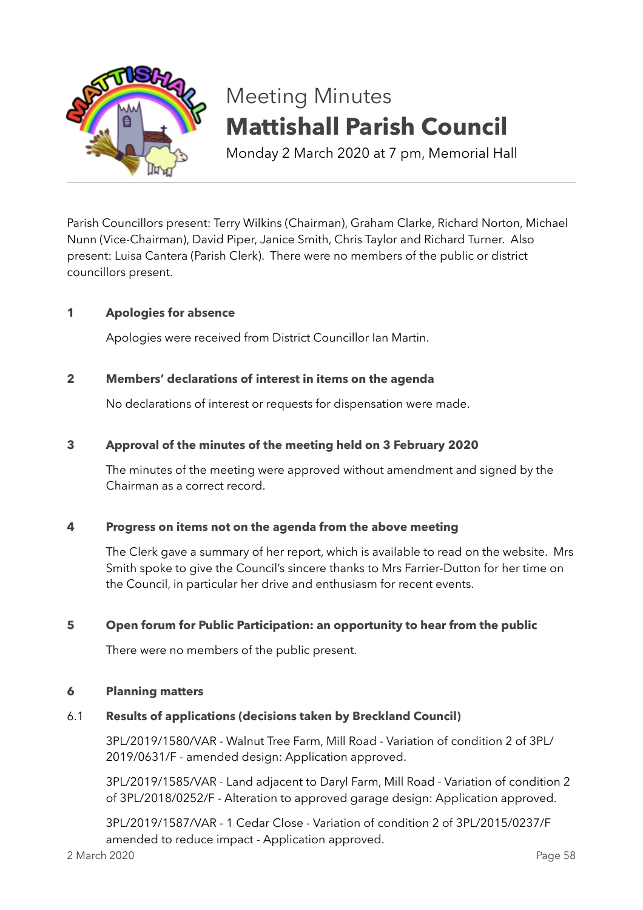# Meeting Minutes

# Mattishall Parish Council

Monday 2 March 2020 at 7 pm, Memorial Hall

---

Parish Councillors present: Terry Wilkins (Chairman), Graham Clarke, Richard Norton, Michael Nunn (Vice-Chairman), David Piper, Janice Smith, Chris Taylor and Richard Turner. Also present: Luisa Cantera (Parish Clerk). There were no members of the public or district councillors present.

## 1 Apologies for absence

Apologies were received from District Councillor Ian Martin.

## 2 Members' declarations of interest in items on the agenda

No declarations of interest or requests for dispensation were made.

## 3 Approval of the minutes of the meeting held on 3 February 2020

The minutes of the meeting were approved without amendment and signed by the Chairman as a correct record.

## 4 Progress on items not on the agenda from the above meeting

The Clerk gave a summary of her report, which is available to read on the website. Mrs Smith spoke to give the Council's sincere thanks to Mrs Farrier-Dutton for her time on the Council, in particular her drive and enthusiasm for recent events.

## 5 Open forum for Public Participation: an opportunity to hear from the public

There were no members of the public present.

## 6 Planning matters

### 6.1 Results of applications (decisions taken by Breckland Council)

3PL/2019/1580/VAR - Walnut Tree Farm, Mill Road - Variation of condition 2 of 3PL/2019/0631/F - amended design: Application approved.

3PL/2019/1585/VAR - Land adjacent to Daryl Farm, Mill Road - Variation of condition 2 of 3PL/2018/0252/F - Alteration to approved garage design: Application approved.

3PL/2019/1587/VAR - 1 Cedar Close - Variation of condition 2 of 3PL/2015/0237/F amended to reduce impact - Application approved.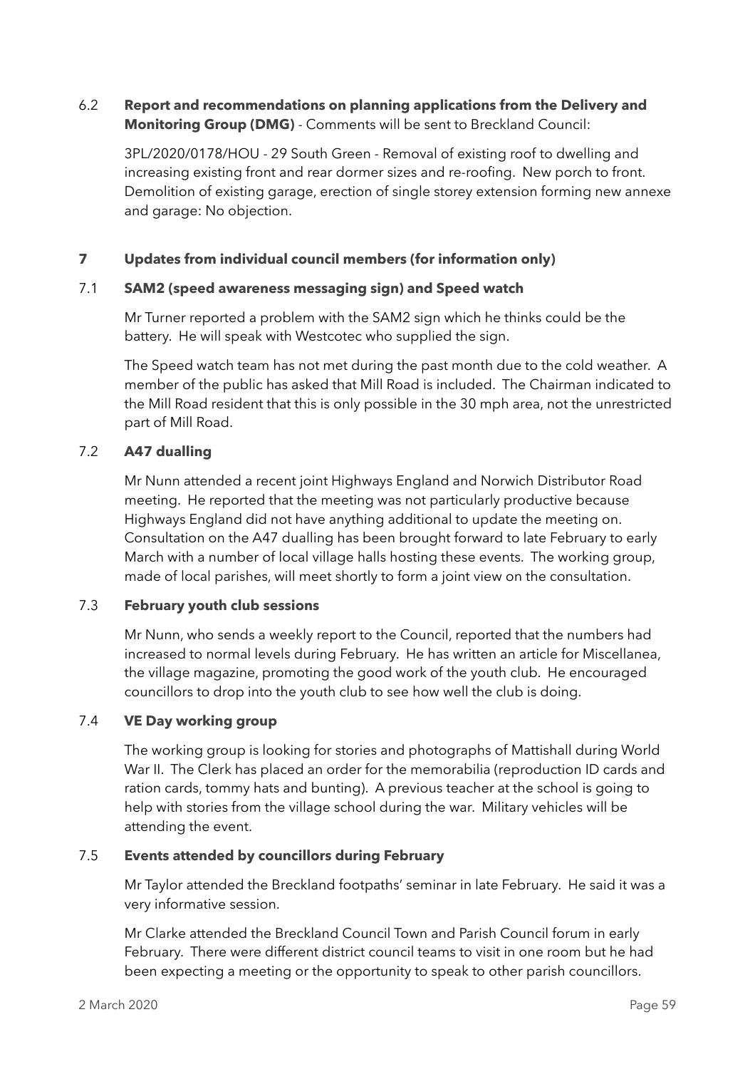### 6.2 **Report and recommendations on planning applications from the Delivery and Monitoring Group (DMG)** - Comments will be sent to Breckland Council:

3PL/2020/0178/HOU - 29 South Green - Removal of existing roof to dwelling and increasing existing front and rear dormer sizes and re-roofing. New porch to front. Demolition of existing garage, erection of single storey extension forming new annexe and garage: No objection.

## 7 Updates from individual council members (for information only)

### 7.1 SAM2 (speed awareness messaging sign) and Speed watch

Mr Turner reported a problem with the SAM2 sign which he thinks could be the battery. He will speak with Westcotec who supplied the sign.

The Speed watch team has not met during the past month due to the cold weather. A member of the public has asked that Mill Road is included. The Chairman indicated to the Mill Road resident that this is only possible in the 30 mph area, not the unrestricted part of Mill Road.

### 7.2 A47 dualling

Mr Nunn attended a recent joint Highways England and Norwich Distributor Road meeting. He reported that the meeting was not particularly productive because Highways England did not have anything additional to update the meeting on. Consultation on the A47 dualling has been brought forward to late February to early March with a number of local village halls hosting these events. The working group, made of local parishes, will meet shortly to form a joint view on the consultation.

### 7.3 February youth club sessions

Mr Nunn, who sends a weekly report to the Council, reported that the numbers had increased to normal levels during February. He has written an article for Miscellanea, the village magazine, promoting the good work of the youth club. He encouraged councillors to drop into the youth club to see how well the club is doing.

### 7.4 VE Day working group

The working group is looking for stories and photographs of Mattishall during World War II. The Clerk has placed an order for the memorabilia (reproduction ID cards and ration cards, tommy hats and bunting). A previous teacher at the school is going to help with stories from the village school during the war. Military vehicles will be attending the event.

### 7.5 Events attended by councillors during February

Mr Taylor attended the Breckland footpaths' seminar in late February. He said it was a very informative session.

Mr Clarke attended the Breckland Council Town and Parish Council forum in early February. There were different district council teams to visit in one room but he had been expecting a meeting or the opportunity to speak to other parish councillors.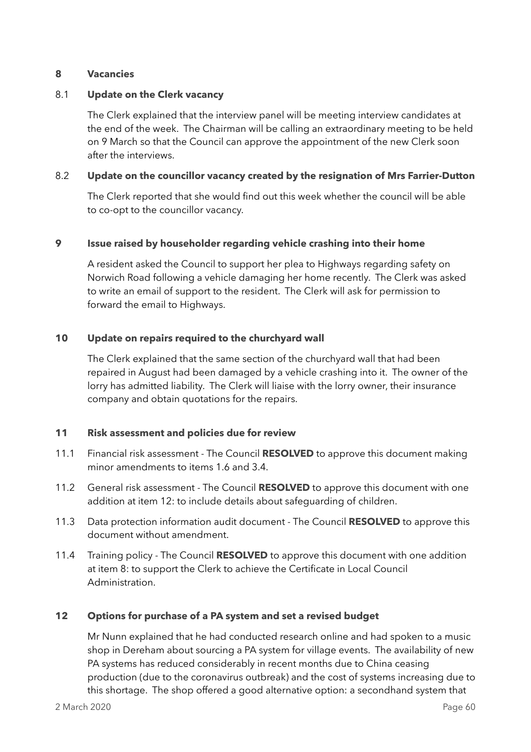## 8 Vacancies

### 8.1 Update on the Clerk vacancy

The Clerk explained that the interview panel will be meeting interview candidates at the end of the week. The Chairman will be calling an extraordinary meeting to be held on 9 March so that the Council can approve the appointment of the new Clerk soon after the interviews.

### 8.2 Update on the councillor vacancy created by the resignation of Mrs Farrier-Dutton

The Clerk reported that she would find out this week whether the council will be able to co-opt to the councillor vacancy.

## 9 Issue raised by householder regarding vehicle crashing into their home

A resident asked the Council to support her plea to Highways regarding safety on Norwich Road following a vehicle damaging her home recently. The Clerk was asked to write an email of support to the resident. The Clerk will ask for permission to forward the email to Highways.

## 10 Update on repairs required to the churchyard wall

The Clerk explained that the same section of the churchyard wall that had been repaired in August had been damaged by a vehicle crashing into it. The owner of the lorry has admitted liability. The Clerk will liaise with the lorry owner, their insurance company and obtain quotations for the repairs.

## 11 Risk assessment and policies due for review

11.1 Financial risk assessment - The Council **RESOLVED** to approve this document making minor amendments to items 1.6 and 3.4.

11.2 General risk assessment - The Council **RESOLVED** to approve this document with one addition at item 12: to include details about safeguarding of children.

11.3 Data protection information audit document - The Council **RESOLVED** to approve this document without amendment.

11.4 Training policy - The Council **RESOLVED** to approve this document with one addition at item 8: to support the Clerk to achieve the Certificate in Local Council Administration.

## 12 Options for purchase of a PA system and set a revised budget

Mr Nunn explained that he had conducted research online and had spoken to a music shop in Dereham about sourcing a PA system for village events. The availability of new PA systems has reduced considerably in recent months due to China ceasing production (due to the coronavirus outbreak) and the cost of systems increasing due to this shortage. The shop offered a good alternative option: a secondhand system that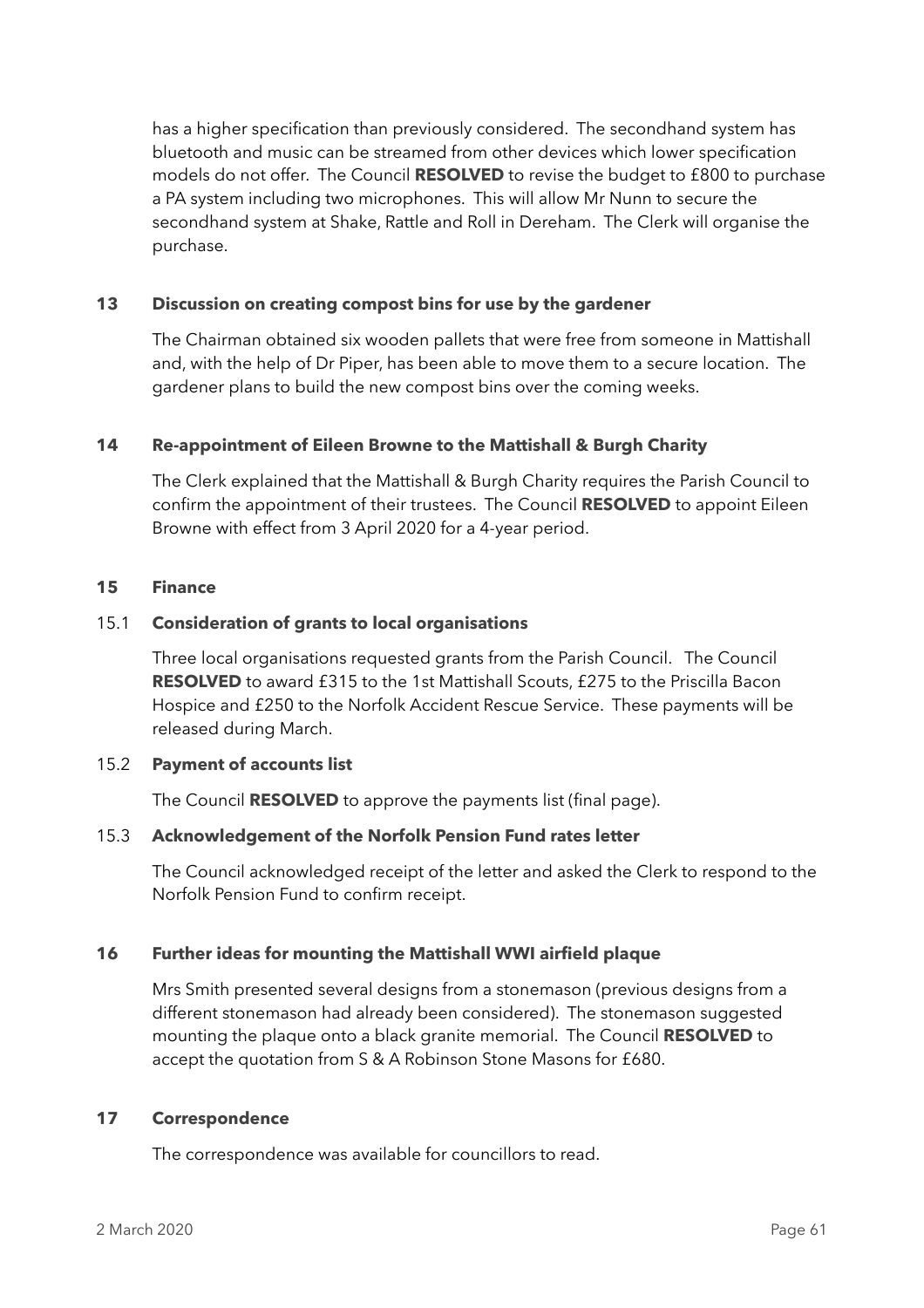has a higher specification than previously considered. The secondhand system has bluetooth and music can be streamed from other devices which lower specification models do not offer. The Council **RESOLVED** to revise the budget to £800 to purchase a PA system including two microphones. This will allow Mr Nunn to secure the secondhand system at Shake, Rattle and Roll in Dereham. The Clerk will organise the purchase.

## 13 Discussion on creating compost bins for use by the gardener

The Chairman obtained six wooden pallets that were free from someone in Mattishall and, with the help of Dr Piper, has been able to move them to a secure location. The gardener plans to build the new compost bins over the coming weeks.

## 14 Re-appointment of Eileen Browne to the Mattishall & Burgh Charity

The Clerk explained that the Mattishall & Burgh Charity requires the Parish Council to confirm the appointment of their trustees. The Council **RESOLVED** to appoint Eileen Browne with effect from 3 April 2020 for a 4-year period.

## 15 Finance

### 15.1 Consideration of grants to local organisations

Three local organisations requested grants from the Parish Council. The Council **RESOLVED** to award £315 to the 1st Mattishall Scouts, £275 to the Priscilla Bacon Hospice and £250 to the Norfolk Accident Rescue Service. These payments will be released during March.

### 15.2 Payment of accounts list

The Council **RESOLVED** to approve the payments list (final page).

### 15.3 Acknowledgement of the Norfolk Pension Fund rates letter

The Council acknowledged receipt of the letter and asked the Clerk to respond to the Norfolk Pension Fund to confirm receipt.

## 16 Further ideas for mounting the Mattishall WWI airfield plaque

Mrs Smith presented several designs from a stonemason (previous designs from a different stonemason had already been considered). The stonemason suggested mounting the plaque onto a black granite memorial. The Council **RESOLVED** to accept the quotation from S & A Robinson Stone Masons for £680.

## 17 Correspondence

The correspondence was available for councillors to read.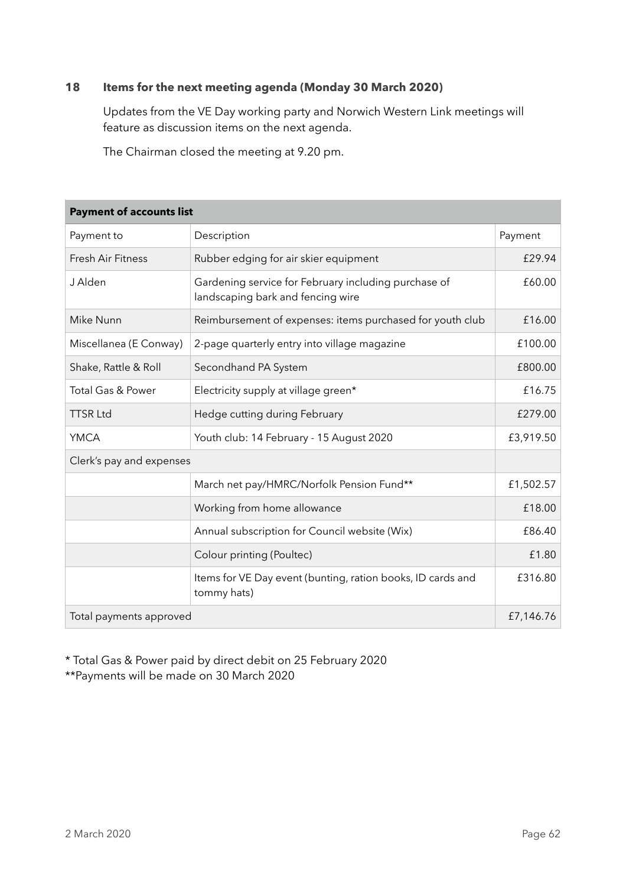### 18 Items for the next meeting agenda (Monday 30 March 2020)

Updates from the VE Day working party and Norwich Western Link meetings will feature as discussion items on the next agenda.

The Chairman closed the meeting at 9.20 pm.

| **Payment of accounts list** | | |
|---|---|---|
| Payment to | Description | Payment |
| Fresh Air Fitness | Rubber edging for air skier equipment | £29.94 |
| J Alden | Gardening service for February including purchase of landscaping bark and fencing wire | £60.00 |
| Mike Nunn | Reimbursement of expenses: items purchased for youth club | £16.00 |
| Miscellanea (E Conway) | 2-page quarterly entry into village magazine | £100.00 |
| Shake, Rattle & Roll | Secondhand PA System | £800.00 |
| Total Gas & Power | Electricity supply at village green* | £16.75 |
| TTSR Ltd | Hedge cutting during February | £279.00 |
| YMCA | Youth club: 14 February - 15 August 2020 | £3,919.50 |
| Clerk's pay and expenses | | |
| | March net pay/HMRC/Norfolk Pension Fund** | £1,502.57 |
| | Working from home allowance | £18.00 |
| | Annual subscription for Council website (Wix) | £86.40 |
| | Colour printing (Poultec) | £1.80 |
| | Items for VE Day event (bunting, ration books, ID cards and tommy hats) | £316.80 |
| Total payments approved | | £7,146.76 |

* Total Gas & Power paid by direct debit on 25 February 2020

**Payments will be made on 30 March 2020